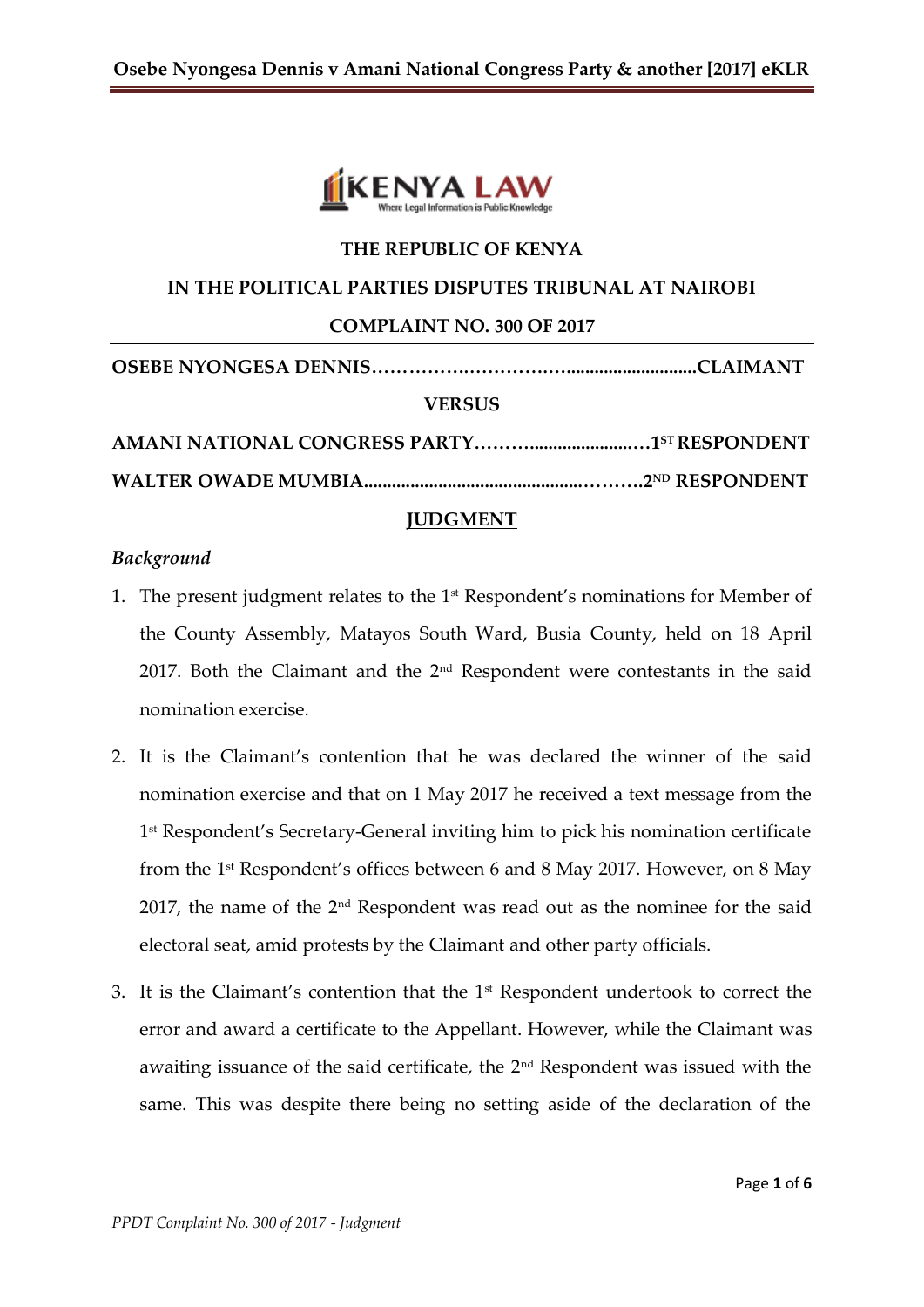**THE REPUBLIC OF KENYA**

**IN THE POLITICAL PARTIES DISPUTES TRIBUNAL AT NAIROBI**

**COMPLAINT NO. 300 OF 2017**

**OSEBE NYONGESA DENNIS……………………………...........................CLAIMANT**

**VERSUS**

**AMANI NATIONAL CONGRESS PARTY………......................…1ST RESPONDENT**

**WALTER OWADE MUMBIA.............................................……….2ND RESPONDENT**

**JUDGMENT**

***Background***

1. The present judgment relates to the 1st Respondent's nominations for Member of the County Assembly, Matayos South Ward, Busia County, held on 18 April 2017. Both the Claimant and the 2nd Respondent were contestants in the said nomination exercise.

2. It is the Claimant's contention that he was declared the winner of the said nomination exercise and that on 1 May 2017 he received a text message from the 1st Respondent's Secretary-General inviting him to pick his nomination certificate from the 1st Respondent's offices between 6 and 8 May 2017. However, on 8 May 2017, the name of the 2nd Respondent was read out as the nominee for the said electoral seat, amid protests by the Claimant and other party officials.

3. It is the Claimant's contention that the 1st Respondent undertook to correct the error and award a certificate to the Appellant. However, while the Claimant was awaiting issuance of the said certificate, the 2nd Respondent was issued with the same. This was despite there being no setting aside of the declaration of the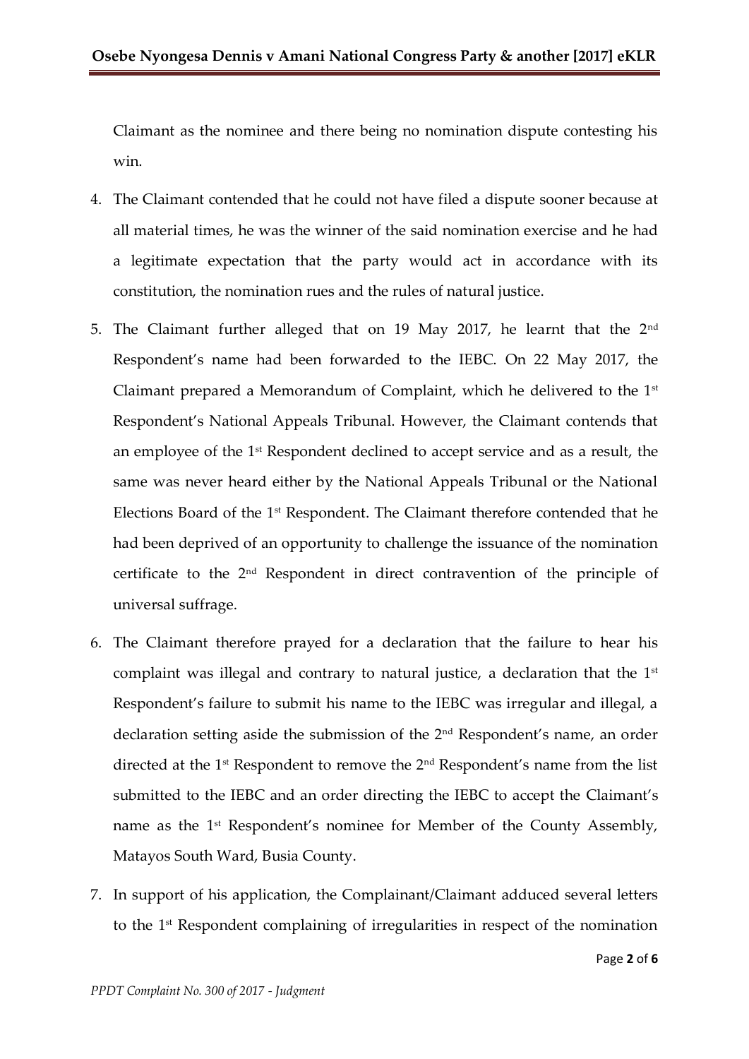Claimant as the nominee and there being no nomination dispute contesting his win.

4. The Claimant contended that he could not have filed a dispute sooner because at all material times, he was the winner of the said nomination exercise and he had a legitimate expectation that the party would act in accordance with its constitution, the nomination rues and the rules of natural justice.

5. The Claimant further alleged that on 19 May 2017, he learnt that the 2nd Respondent's name had been forwarded to the IEBC. On 22 May 2017, the Claimant prepared a Memorandum of Complaint, which he delivered to the 1st Respondent's National Appeals Tribunal. However, the Claimant contends that an employee of the 1st Respondent declined to accept service and as a result, the same was never heard either by the National Appeals Tribunal or the National Elections Board of the 1st Respondent. The Claimant therefore contended that he had been deprived of an opportunity to challenge the issuance of the nomination certificate to the 2nd Respondent in direct contravention of the principle of universal suffrage.

6. The Claimant therefore prayed for a declaration that the failure to hear his complaint was illegal and contrary to natural justice, a declaration that the 1st Respondent's failure to submit his name to the IEBC was irregular and illegal, a declaration setting aside the submission of the 2nd Respondent's name, an order directed at the 1st Respondent to remove the 2nd Respondent's name from the list submitted to the IEBC and an order directing the IEBC to accept the Claimant's name as the 1st Respondent's nominee for Member of the County Assembly, Matayos South Ward, Busia County.

7. In support of his application, the Complainant/Claimant adduced several letters to the 1st Respondent complaining of irregularities in respect of the nomination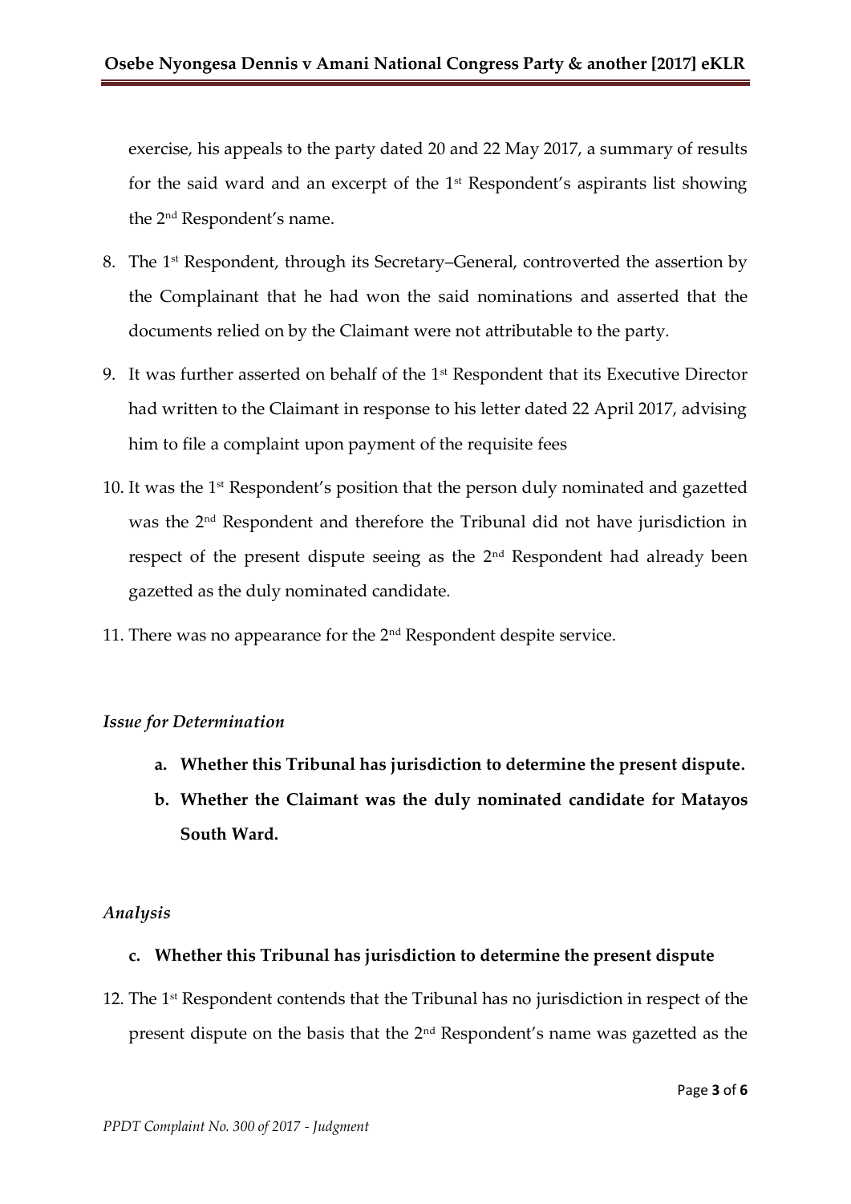exercise, his appeals to the party dated 20 and 22 May 2017, a summary of results for the said ward and an excerpt of the 1st Respondent's aspirants list showing the 2nd Respondent's name.

8. The 1st Respondent, through its Secretary–General, controverted the assertion by the Complainant that he had won the said nominations and asserted that the documents relied on by the Claimant were not attributable to the party.
9. It was further asserted on behalf of the 1st Respondent that its Executive Director had written to the Claimant in response to his letter dated 22 April 2017, advising him to file a complaint upon payment of the requisite fees
10. It was the 1st Respondent's position that the person duly nominated and gazetted was the 2nd Respondent and therefore the Tribunal did not have jurisdiction in respect of the present dispute seeing as the 2nd Respondent had already been gazetted as the duly nominated candidate.
11. There was no appearance for the 2nd Respondent despite service.

*Issue for Determination*

a. **Whether this Tribunal has jurisdiction to determine the present dispute.**
b. **Whether the Claimant was the duly nominated candidate for Matayos South Ward.**

*Analysis*

c. **Whether this Tribunal has jurisdiction to determine the present dispute**

12. The 1st Respondent contends that the Tribunal has no jurisdiction in respect of the present dispute on the basis that the 2nd Respondent's name was gazetted as the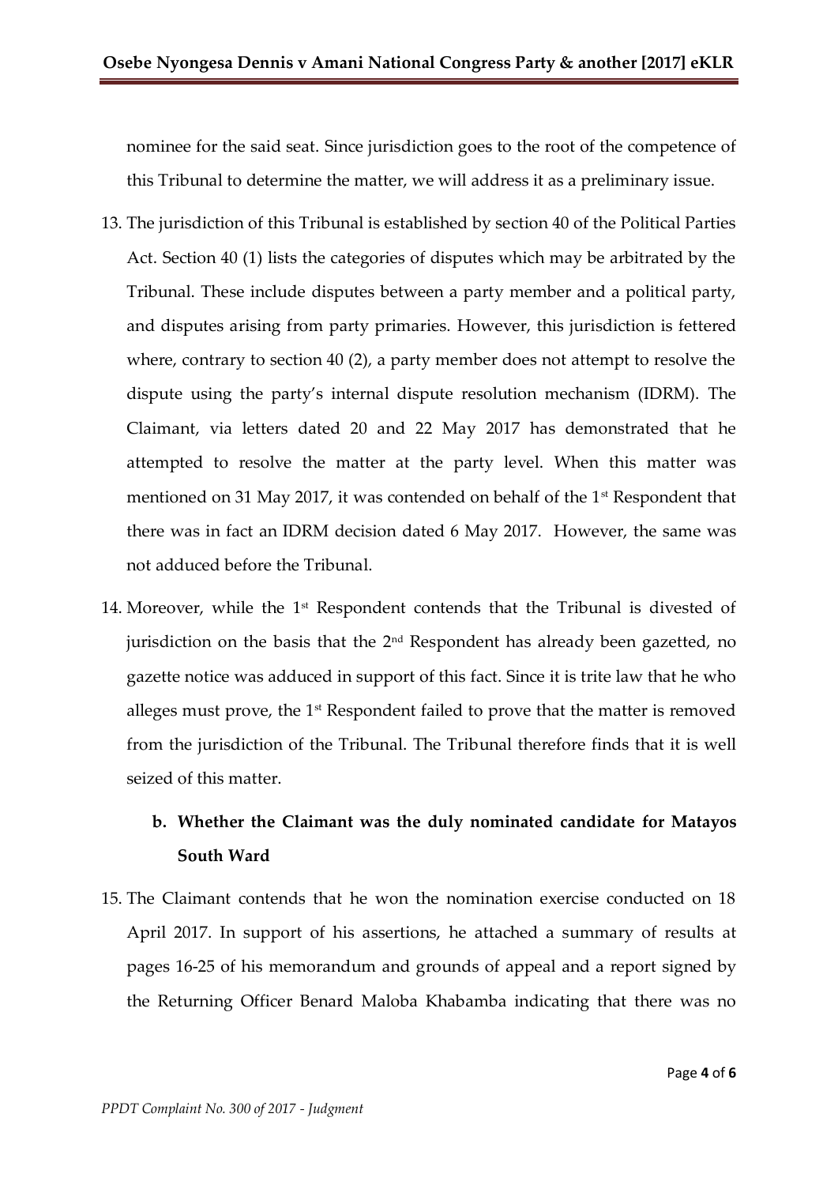nominee for the said seat. Since jurisdiction goes to the root of the competence of this Tribunal to determine the matter, we will address it as a preliminary issue.

13. The jurisdiction of this Tribunal is established by section 40 of the Political Parties Act. Section 40 (1) lists the categories of disputes which may be arbitrated by the Tribunal. These include disputes between a party member and a political party, and disputes arising from party primaries. However, this jurisdiction is fettered where, contrary to section 40 (2), a party member does not attempt to resolve the dispute using the party's internal dispute resolution mechanism (IDRM). The Claimant, via letters dated 20 and 22 May 2017 has demonstrated that he attempted to resolve the matter at the party level. When this matter was mentioned on 31 May 2017, it was contended on behalf of the 1st Respondent that there was in fact an IDRM decision dated 6 May 2017. However, the same was not adduced before the Tribunal.

14. Moreover, while the 1st Respondent contends that the Tribunal is divested of jurisdiction on the basis that the 2nd Respondent has already been gazetted, no gazette notice was adduced in support of this fact. Since it is trite law that he who alleges must prove, the 1st Respondent failed to prove that the matter is removed from the jurisdiction of the Tribunal. The Tribunal therefore finds that it is well seized of this matter.

**b. Whether the Claimant was the duly nominated candidate for Matayos South Ward**

15. The Claimant contends that he won the nomination exercise conducted on 18 April 2017. In support of his assertions, he attached a summary of results at pages 16-25 of his memorandum and grounds of appeal and a report signed by the Returning Officer Benard Maloba Khabamba indicating that there was no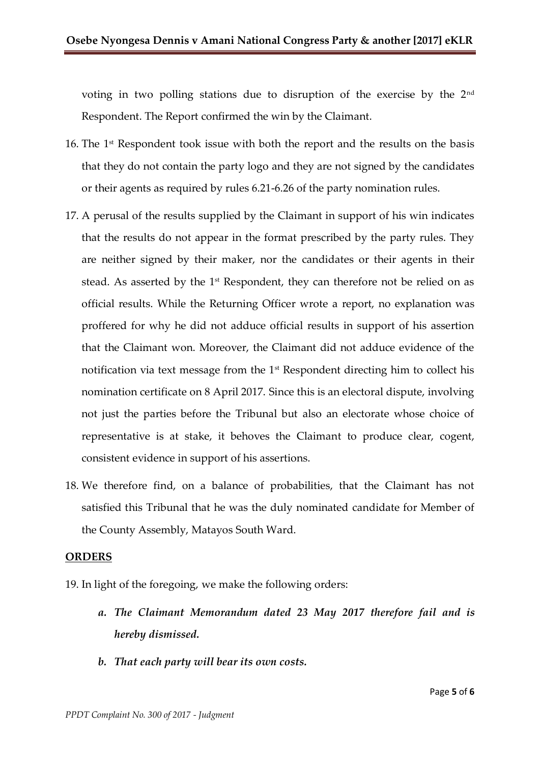voting in two polling stations due to disruption of the exercise by the 2nd Respondent. The Report confirmed the win by the Claimant.

16. The 1st Respondent took issue with both the report and the results on the basis that they do not contain the party logo and they are not signed by the candidates or their agents as required by rules 6.21-6.26 of the party nomination rules.

17. A perusal of the results supplied by the Claimant in support of his win indicates that the results do not appear in the format prescribed by the party rules. They are neither signed by their maker, nor the candidates or their agents in their stead. As asserted by the 1st Respondent, they can therefore not be relied on as official results. While the Returning Officer wrote a report, no explanation was proffered for why he did not adduce official results in support of his assertion that the Claimant won. Moreover, the Claimant did not adduce evidence of the notification via text message from the 1st Respondent directing him to collect his nomination certificate on 8 April 2017. Since this is an electoral dispute, involving not just the parties before the Tribunal but also an electorate whose choice of representative is at stake, it behoves the Claimant to produce clear, cogent, consistent evidence in support of his assertions.

18. We therefore find, on a balance of probabilities, that the Claimant has not satisfied this Tribunal that he was the duly nominated candidate for Member of the County Assembly, Matayos South Ward.

**ORDERS**

19. In light of the foregoing, we make the following orders:

    a. ***The Claimant Memorandum dated 23 May 2017 therefore fail and is hereby dismissed.***

    b. ***That each party will bear its own costs.***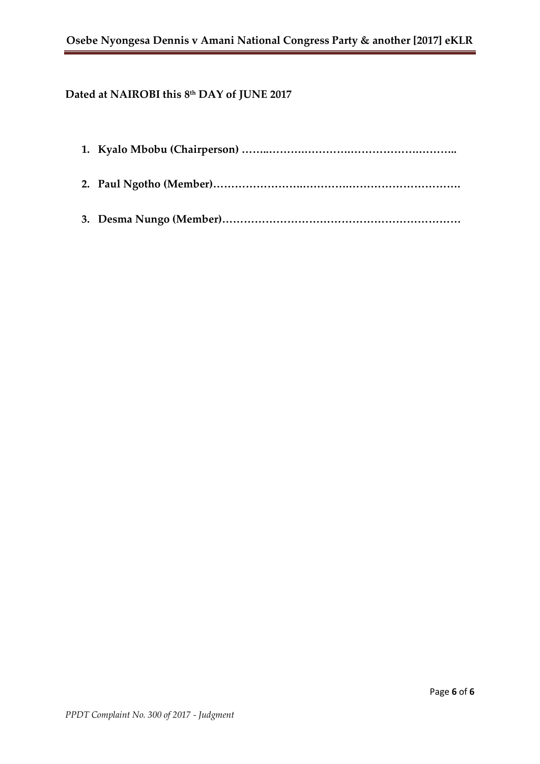**Dated at NAIROBI this 8th DAY of JUNE 2017**

1. **Kyalo Mbobu (Chairperson) ……..…………….…………….…………….………..**

2. **Paul Ngotho (Member)…………………….………….………………………….**

3. **Desma Nungo (Member)…………………………………………………………**